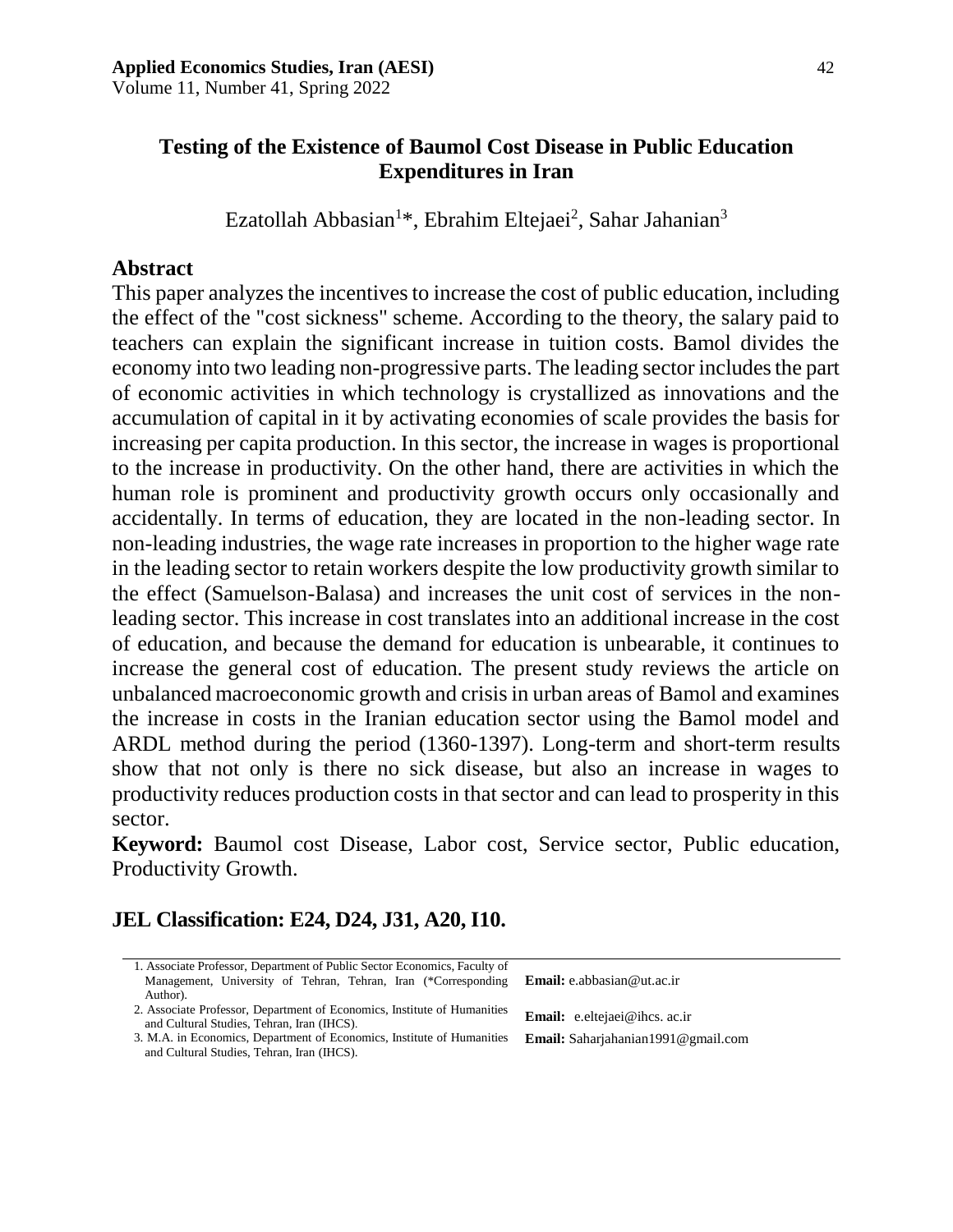# Testing of the Existence of Baumol Cost Disease in Public Education Expenditures in Iran

Ezatollah Abbasian[1]*, Ebrahim Eltejaei[2], Sahar Jahanian[3]

## Abstract

This paper analyzes the incentives to increase the cost of public education, including the effect of the "cost sickness" scheme. According to the theory, the salary paid to teachers can explain the significant increase in tuition costs. Bamol divides the economy into two leading non-progressive parts. The leading sector includes the part of economic activities in which technology is crystallized as innovations and the accumulation of capital in it by activating economies of scale provides the basis for increasing per capita production. In this sector, the increase in wages is proportional to the increase in productivity. On the other hand, there are activities in which the human role is prominent and productivity growth occurs only occasionally and accidentally. In terms of education, they are located in the non-leading sector. In non-leading industries, the wage rate increases in proportion to the higher wage rate in the leading sector to retain workers despite the low productivity growth similar to the effect (Samuelson-Balasa) and increases the unit cost of services in the non-leading sector. This increase in cost translates into an additional increase in the cost of education, and because the demand for education is unbearable, it continues to increase the general cost of education. The present study reviews the article on unbalanced macroeconomic growth and crisis in urban areas of Bamol and examines the increase in costs in the Iranian education sector using the Bamol model and ARDL method during the period (1360-1397). Long-term and short-term results show that not only is there no sick disease, but also an increase in wages to productivity reduces production costs in that sector and can lead to prosperity in this sector.

**Keyword:** Baumol cost Disease, Labor cost, Service sector, Public education, Productivity Growth.

## JEL Classification: E24, D24, J31, A20, I10.

---

1. Associate Professor, Department of Public Sector Economics, Faculty of Management, University of Tehran, Tehran, Iran (*Corresponding Author). **Email:** e.abbasian@ut.ac.ir
2. Associate Professor, Department of Economics, Institute of Humanities and Cultural Studies, Tehran, Iran (IHCS). **Email:** e.eltejaei@ihcs. ac.ir
3. M.A. in Economics, Department of Economics, Institute of Humanities and Cultural Studies, Tehran, Iran (IHCS). **Email:** Saharjahanian1991@gmail.com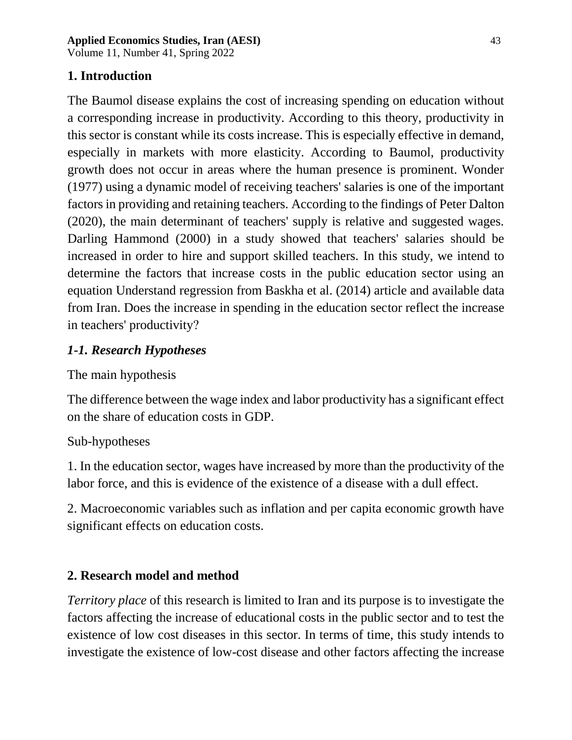## 1. Introduction

The Baumol disease explains the cost of increasing spending on education without a corresponding increase in productivity. According to this theory, productivity in this sector is constant while its costs increase. This is especially effective in demand, especially in markets with more elasticity. According to Baumol, productivity growth does not occur in areas where the human presence is prominent. Wonder (1977) using a dynamic model of receiving teachers' salaries is one of the important factors in providing and retaining teachers. According to the findings of Peter Dalton (2020), the main determinant of teachers' supply is relative and suggested wages. Darling Hammond (2000) in a study showed that teachers' salaries should be increased in order to hire and support skilled teachers. In this study, we intend to determine the factors that increase costs in the public education sector using an equation Understand regression from Baskha et al. (2014) article and available data from Iran. Does the increase in spending in the education sector reflect the increase in teachers' productivity?

### *1-1. Research Hypotheses*

The main hypothesis

The difference between the wage index and labor productivity has a significant effect on the share of education costs in GDP.

Sub-hypotheses

1. In the education sector, wages have increased by more than the productivity of the labor force, and this is evidence of the existence of a disease with a dull effect.

2. Macroeconomic variables such as inflation and per capita economic growth have significant effects on education costs.

## 2. Research model and method

*Territory place* of this research is limited to Iran and its purpose is to investigate the factors affecting the increase of educational costs in the public sector and to test the existence of low cost diseases in this sector. In terms of time, this study intends to investigate the existence of low-cost disease and other factors affecting the increase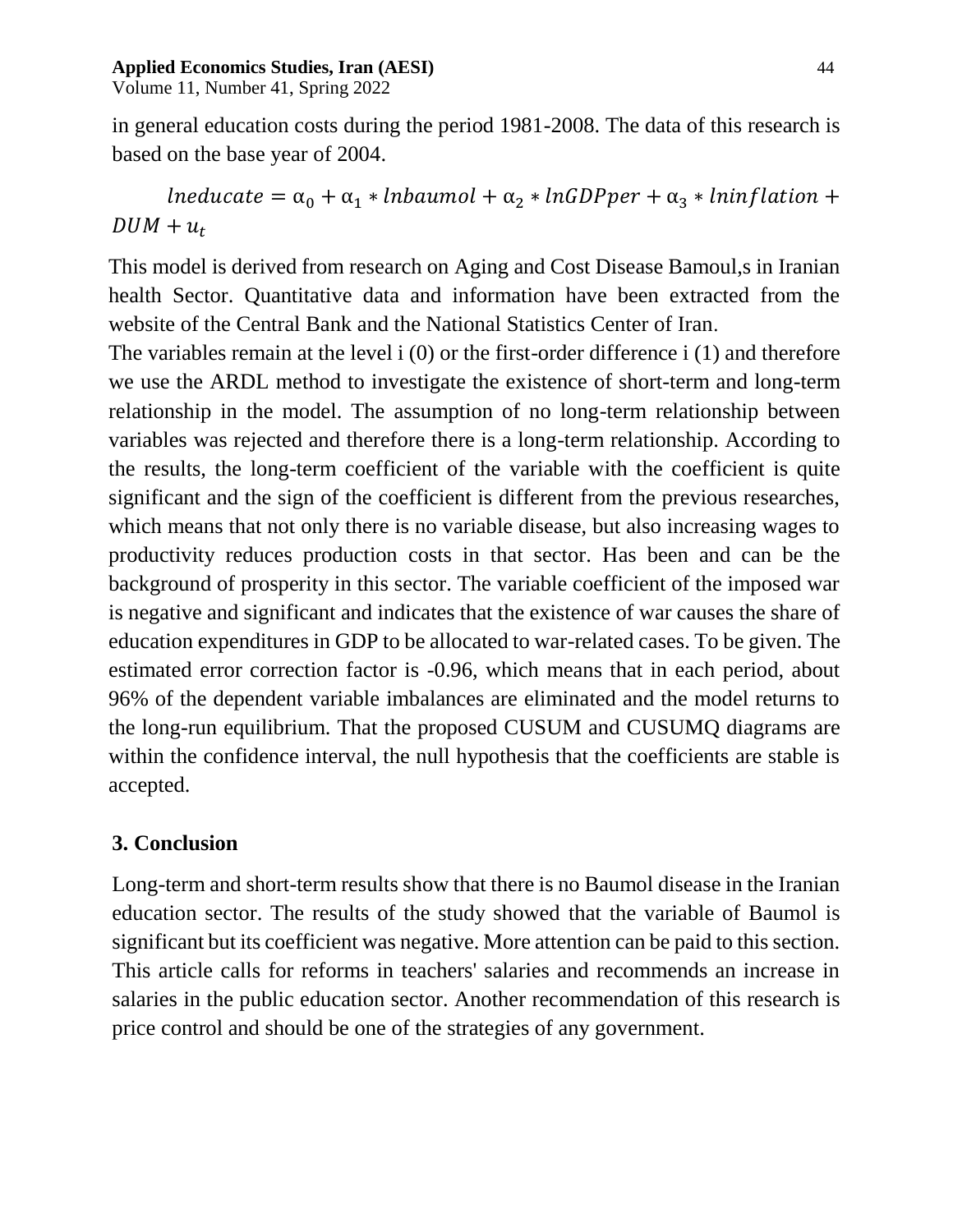in general education costs during the period 1981-2008. The data of this research is based on the base year of 2004.

$$lneducate = \alpha_0 + \alpha_1 * lnbaumol + \alpha_2 * lnGDPper + \alpha_3 * lninflation + DUM + u_t$$

This model is derived from research on Aging and Cost Disease Bamoul,s in Iranian health Sector. Quantitative data and information have been extracted from the website of the Central Bank and the National Statistics Center of Iran.

The variables remain at the level i (0) or the first-order difference i (1) and therefore we use the ARDL method to investigate the existence of short-term and long-term relationship in the model. The assumption of no long-term relationship between variables was rejected and therefore there is a long-term relationship. According to the results, the long-term coefficient of the variable with the coefficient is quite significant and the sign of the coefficient is different from the previous researches, which means that not only there is no variable disease, but also increasing wages to productivity reduces production costs in that sector. Has been and can be the background of prosperity in this sector. The variable coefficient of the imposed war is negative and significant and indicates that the existence of war causes the share of education expenditures in GDP to be allocated to war-related cases. To be given. The estimated error correction factor is -0.96, which means that in each period, about 96% of the dependent variable imbalances are eliminated and the model returns to the long-run equilibrium. That the proposed CUSUM and CUSUMQ diagrams are within the confidence interval, the null hypothesis that the coefficients are stable is accepted.

## 3. Conclusion

Long-term and short-term results show that there is no Baumol disease in the Iranian education sector. The results of the study showed that the variable of Baumol is significant but its coefficient was negative. More attention can be paid to this section. This article calls for reforms in teachers' salaries and recommends an increase in salaries in the public education sector. Another recommendation of this research is price control and should be one of the strategies of any government.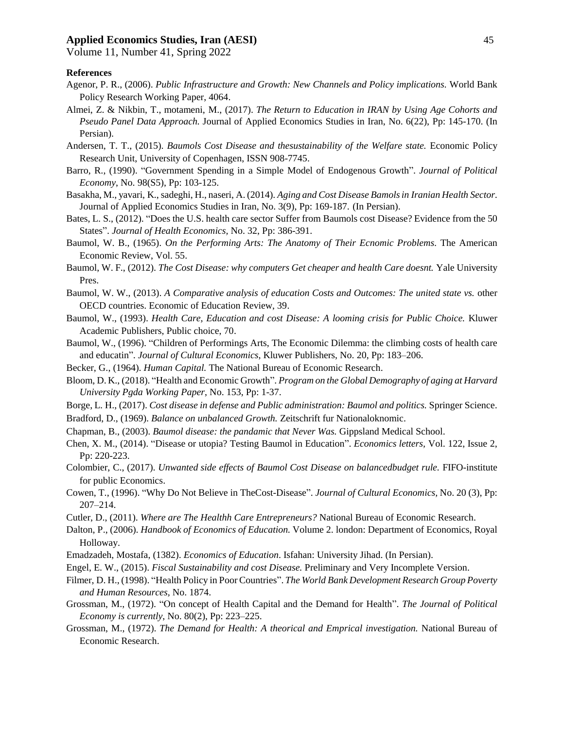**References**

Agenor, P. R., (2006). *Public Infrastructure and Growth: New Channels and Policy implications.* World Bank Policy Research Working Paper, 4064.

Almei, Z. & Nikbin, T., motameni, M., (2017). *The Return to Education in IRAN by Using Age Cohorts and Pseudo Panel Data Approach.* Journal of Applied Economics Studies in Iran, No. 6(22), Pp: 145-170. (In Persian).

Andersen, T. T., (2015). *Baumols Cost Disease and thesustainability of the Welfare state.* Economic Policy Research Unit, University of Copenhagen, ISSN 908-7745.

Barro, R., (1990). "Government Spending in a Simple Model of Endogenous Growth". *Journal of Political Economy*, No. 98(S5), Pp: 103-125.

Basakha, M., yavari, K., sadeghi, H., naseri, A. (2014). *Aging and Cost Disease Bamols in Iranian Health Sector.* Journal of Applied Economics Studies in Iran, No. 3(9), Pp: 169-187. (In Persian).

Bates, L. S., (2012). "Does the U.S. health care sector Suffer from Baumols cost Disease? Evidence from the 50 States". *Journal of Health Economics,* No. 32, Pp: 386-391.

Baumol, W. B., (1965). *On the Performing Arts: The Anatomy of Their Ecnomic Problems.* The American Economic Review, Vol. 55.

Baumol, W. F., (2012). *The Cost Disease: why computers Get cheaper and health Care doesnt.* Yale University Pres.

Baumol, W. W., (2013). *A Comparative analysis of education Costs and Outcomes: The united state vs.* other OECD countries. Economic of Education Review, 39.

Baumol, W., (1993). *Health Care, Education and cost Disease: A looming crisis for Public Choice.* Kluwer Academic Publishers, Public choice, 70.

Baumol, W., (1996). "Children of Performings Arts, The Economic Dilemma: the climbing costs of health care and educatin". *Journal of Cultural Economics*, Kluwer Publishers, No. 20, Pp: 183–206.

Becker, G., (1964). *Human Capital.* The National Bureau of Economic Research.

Bloom, D. K., (2018). "Health and Economic Growth". *Program on the Global Demography of aging at Harvard University Pgda Working Paper*, No. 153, Pp: 1-37.

Borge, L. H., (2017). *Cost disease in defense and Public administration: Baumol and politics.* Springer Science.

Bradford, D., (1969). *Balance on unbalanced Growth.* Zeitschrift fur Nationaloknomic.

Chapman, B., (2003). *Baumol disease: the pandamic that Never Was.* Gippsland Medical School.

Chen, X. M., (2014). "Disease or utopia? Testing Baumol in Education". *Economics letters,* Vol. 122, Issue 2, Pp: 220-223.

Colombier, C., (2017). *Unwanted side effects of Baumol Cost Disease on balancedbudget rule.* FIFO-institute for public Economics.

Cowen, T., (1996). "Why Do Not Believe in TheCost-Disease". *Journal of Cultural Economics,* No. 20 (3), Pp: 207–214.

Cutler, D., (2011). *Where are The Healthh Care Entrepreneurs?* National Bureau of Economic Research.

Dalton, P., (2006). *Handbook of Economics of Education.* Volume 2. london: Department of Economics, Royal Holloway.

Emadzadeh, Mostafa, (1382). *Economics of Education*. Isfahan: University Jihad. (In Persian).

Engel, E. W., (2015). *Fiscal Sustainability and cost Disease.* Preliminary and Very Incomplete Version.

Filmer, D. H., (1998). "Health Policy in Poor Countries". *The World Bank Development Research Group Poverty and Human Resources*, No. 1874.

Grossman, M., (1972). "On concept of Health Capital and the Demand for Health". *The Journal of Political Economy is currently*, No. 80(2), Pp: 223–225.

Grossman, M., (1972). *The Demand for Health: A theorical and Emprical investigation.* National Bureau of Economic Research.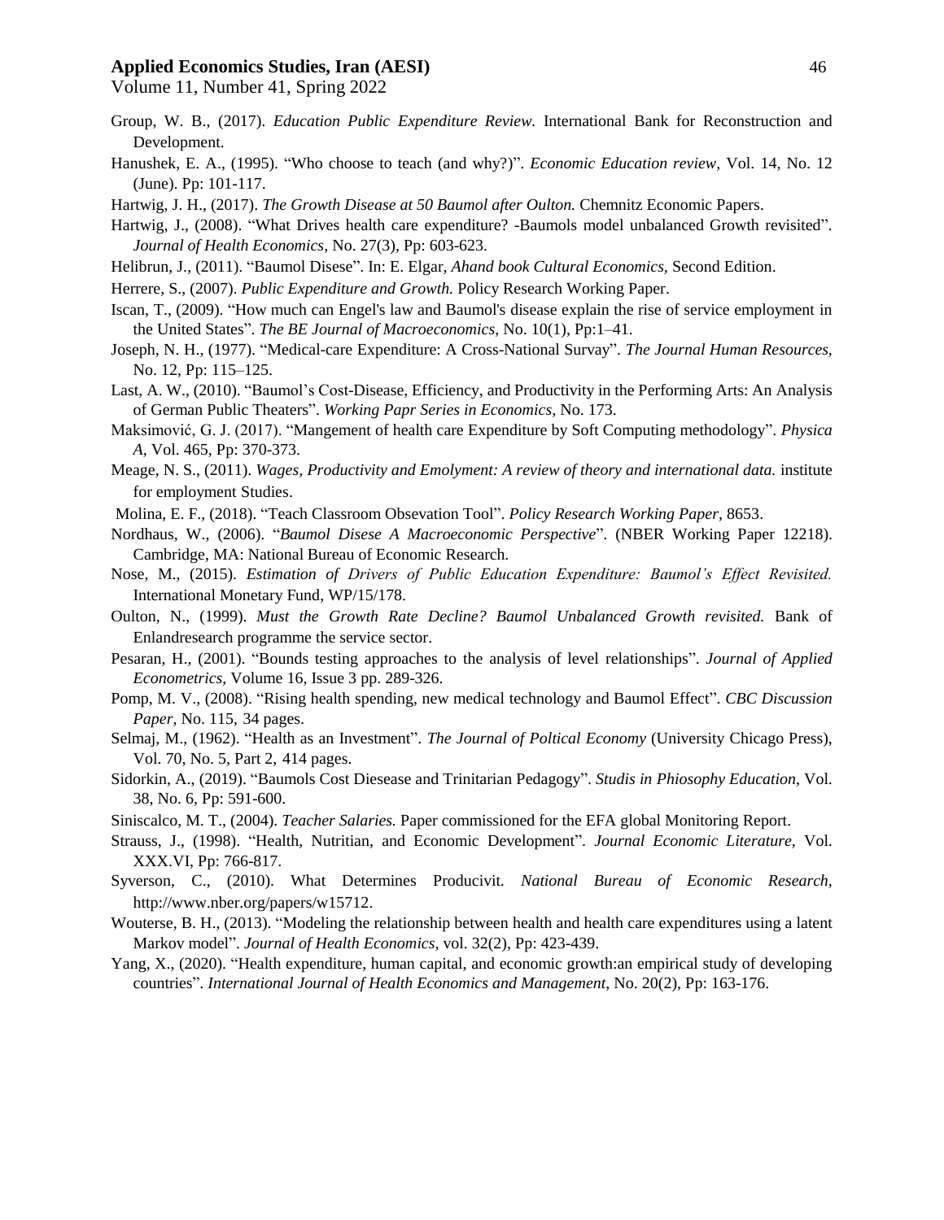Group, W. B., (2017). *Education Public Expenditure Review.* International Bank for Reconstruction and Development.

Hanushek, E. A., (1995). "Who choose to teach (and why?)". *Economic Education review,* Vol. 14, No. 12 (June). Pp: 101-117.

Hartwig, J. H., (2017). *The Growth Disease at 50 Baumol after Oulton.* Chemnitz Economic Papers.

Hartwig, J., (2008). "What Drives health care expenditure? -Baumols model unbalanced Growth revisited". *Journal of Health Economics*, No. 27(3), Pp: 603-623.

Helibrun, J., (2011). "Baumol Disese". In: E. Elgar, *Ahand book Cultural Economics,* Second Edition.

Herrere, S., (2007). *Public Expenditure and Growth.* Policy Research Working Paper.

Iscan, T., (2009). "How much can Engel's law and Baumol's disease explain the rise of service employment in the United States". *The BE Journal of Macroeconomics*, No. 10(1), Pp:1–41.

Joseph, N. H., (1977). "Medical-care Expenditure: A Cross-National Survay". *The Journal Human Resources*, No. 12, Pp: 115–125.

Last, A. W., (2010). "Baumol's Cost-Disease, Efficiency, and Productivity in the Performing Arts: An Analysis of German Public Theaters". *Working Papr Series in Economics,* No. 173.

Maksimović, G. J. (2017). "Mangement of health care Expenditure by Soft Computing methodology". *Physica A*, Vol. 465, Pp: 370-373.

Meage, N. S., (2011). *Wages, Productivity and Emolyment: A review of theory and international data.* institute for employment Studies.

Molina, E. F., (2018). "Teach Classroom Obsevation Tool". *Policy Research Working Paper*, 8653.

Nordhaus, W., (2006). "*Baumol Disese A Macroeconomic Perspective*". (NBER Working Paper 12218). Cambridge, MA: National Bureau of Economic Research.

Nose, M., (2015). *Estimation of Drivers of Public Education Expenditure: Baumol's Effect Revisited.* International Monetary Fund, WP/15/178.

Oulton, N., (1999). *Must the Growth Rate Decline? Baumol Unbalanced Growth revisited.* Bank of Enlandresearch programme the service sector.

Pesaran, H., (2001). "Bounds testing approaches to the analysis of level relationships". *Journal of Applied Econometrics*, Volume 16, Issue 3 pp. 289-326.

Pomp, M. V., (2008). "Rising health spending, new medical technology and Baumol Effect". *CBC Discussion Paper*, No. 115, 34 pages.

Selmaj, M., (1962). "Health as an Investment". *The Journal of Poltical Economy* (University Chicago Press), Vol. 70, No. 5, Part 2, 414 pages.

Sidorkin, A., (2019). "Baumols Cost Diesease and Trinitarian Pedagogy". *Studis in Phiosophy Education*, Vol. 38, No. 6, Pp: 591-600.

Siniscalco, M. T., (2004). *Teacher Salaries.* Paper commissioned for the EFA global Monitoring Report.

Strauss, J., (1998). "Health, Nutritian, and Economic Development". *Journal Economic Literature,* Vol. XXX.VI, Pp: 766-817.

Syverson, C., (2010). What Determines Producivit. *National Bureau of Economic Research,* http://www.nber.org/papers/w15712.

Wouterse, B. H., (2013). "Modeling the relationship between health and health care expenditures using a latent Markov model". *Journal of Health Economics*, vol. 32(2), Pp: 423-439.

Yang, X., (2020). "Health expenditure, human capital, and economic growth:an empirical study of developing countries". *International Journal of Health Economics and Management*, No. 20(2), Pp: 163-176.